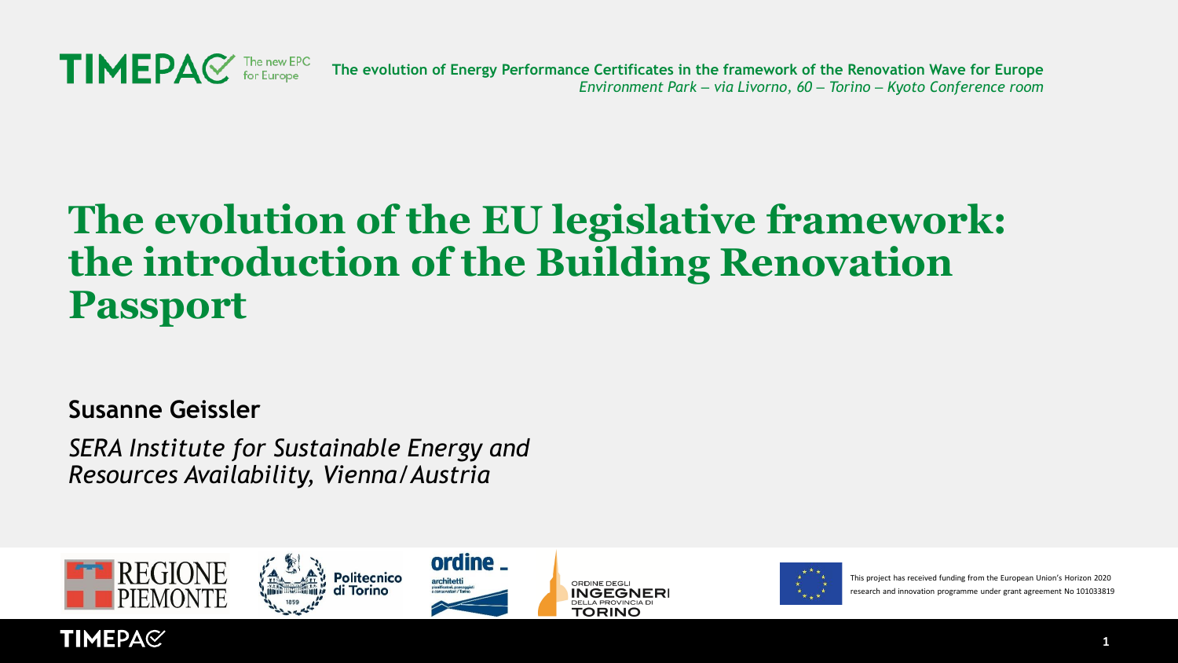The evolution of Energy Performance Certificates in the framework of the Renovation Wave for Europe

*Environment Park – via Livorno, 60 – Torino – Kyoto Conference room*

# The evolution of the EU legislative framework: the introduction of the Building Renovation Passport

**Susanne Geissler**

*SERA Institute for Sustainable Energy and Resources Availability, Vienna/Austria*

This project has received funding from the European Union's Horizon 2020 research and innovation programme under grant agreement No 101033819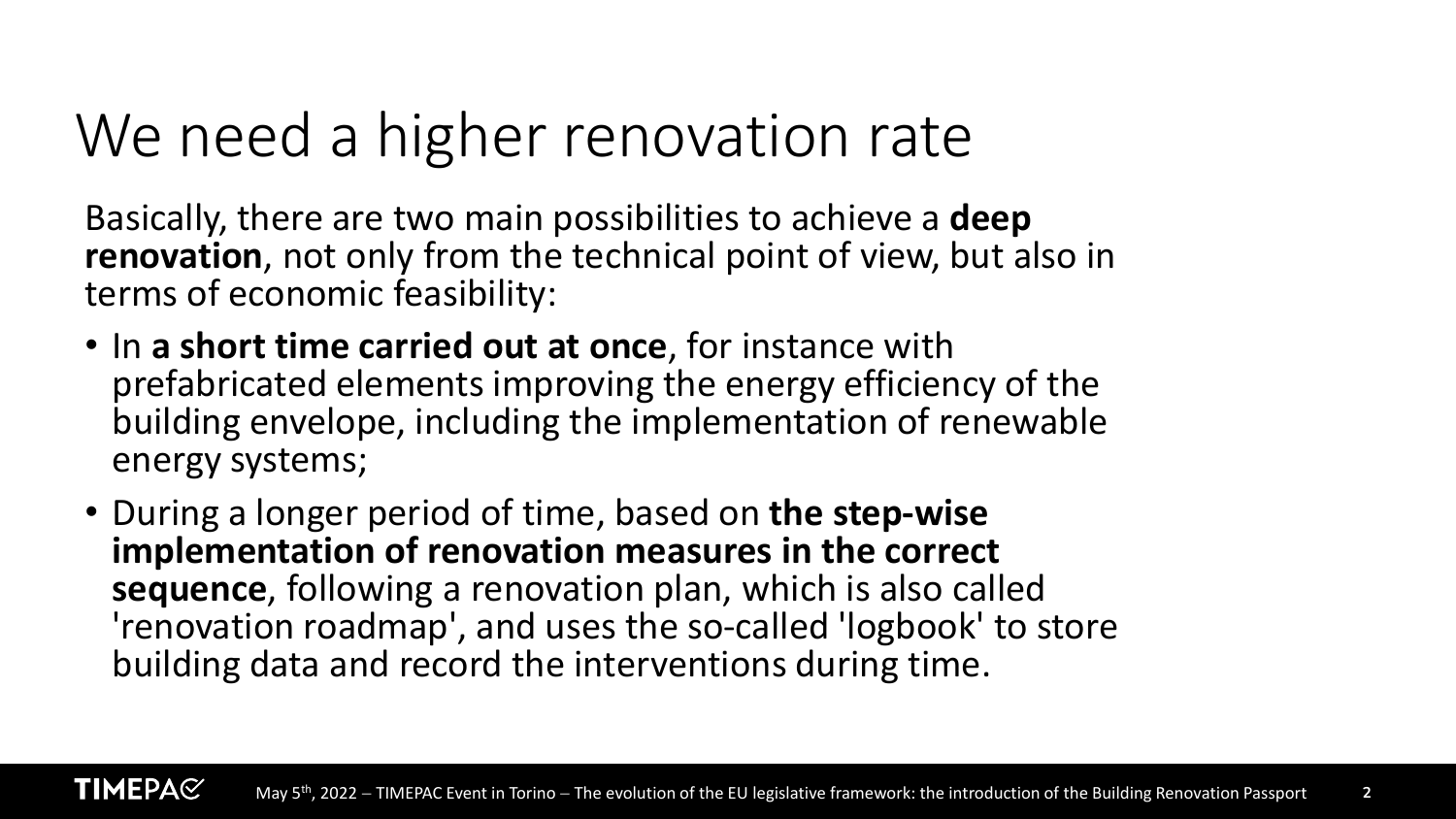# We need a higher renovation rate

Basically, there are two main possibilities to achieve a **deep renovation**, not only from the technical point of view, but also in terms of economic feasibility:

- In **a short time carried out at once**, for instance with prefabricated elements improving the energy efficiency of the building envelope, including the implementation of renewable energy systems;
- During a longer period of time, based on **the step-wise implementation of renovation measures in the correct sequence**, following a renovation plan, which is also called 'renovation roadmap', and uses the so-called 'logbook' to store building data and record the interventions during time.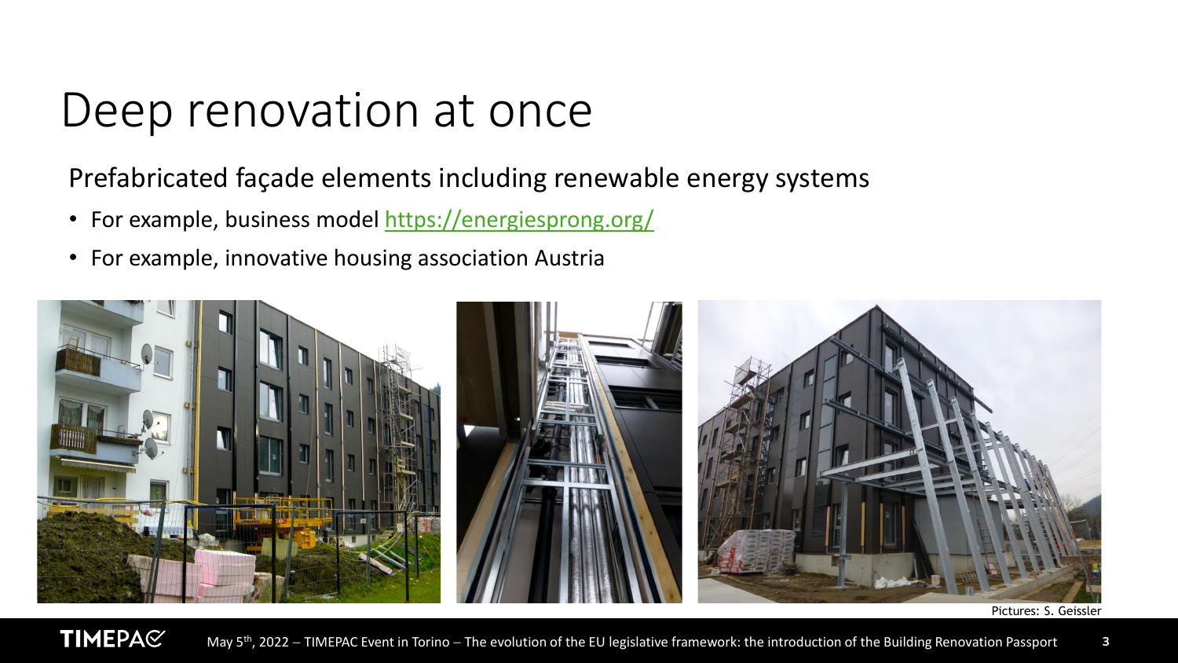# Deep renovation at once

Prefabricated façade elements including renewable energy systems

- For example, business model https://energiesprong.org/
- For example, innovative housing association Austria

Pictures: S. Geissler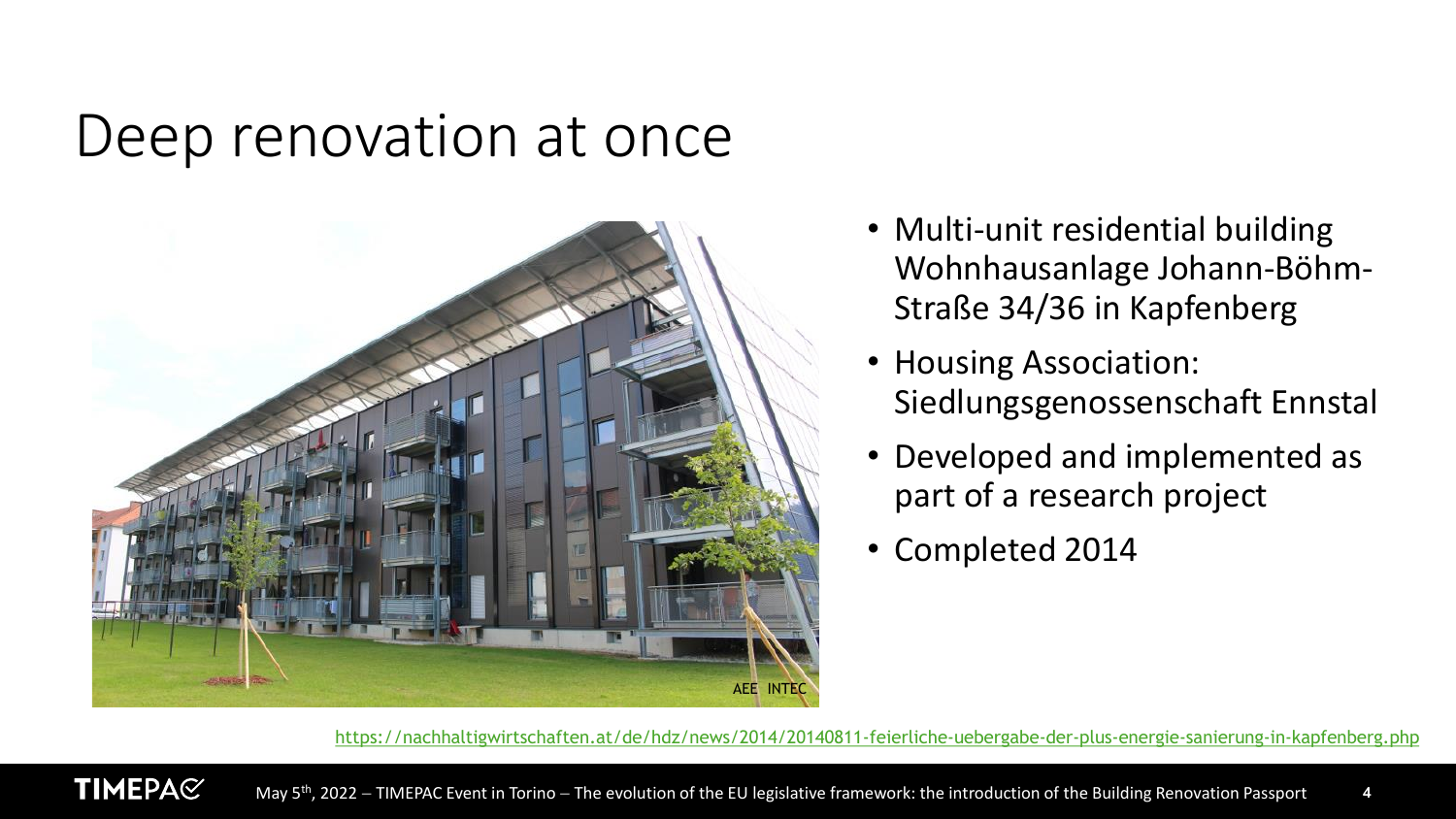# Deep renovation at once

- Multi-unit residential building Wohnhausanlage Johann-Böhm-Straße 34/36 in Kapfenberg
- Housing Association: Siedlungsgenossenschaft Ennstal
- Developed and implemented as part of a research project
- Completed 2014

AEE INTEC

https://nachhaltigwirtschaften.at/de/hdz/news/2014/20140811-feierliche-uebergabe-der-plus-energie-sanierung-in-kapfenberg.php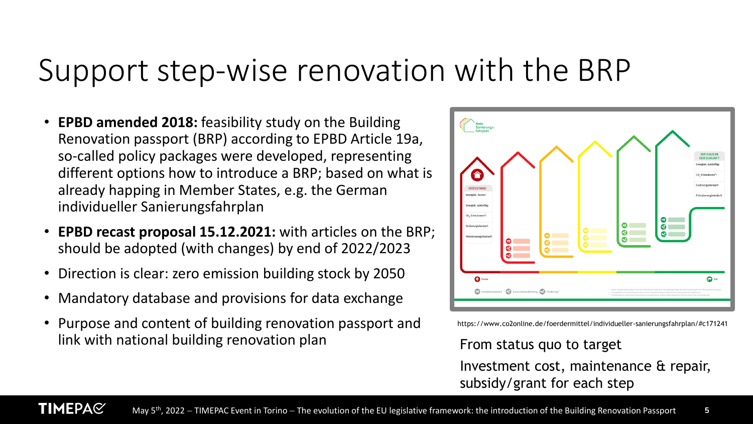# Support step-wise renovation with the BRP

- **EPBD amended 2018:** feasibility study on the Building Renovation passport (BRP) according to EPBD Article 19a, so-called policy packages were developed, representing different options how to introduce a BRP; based on what is already happing in Member States, e.g. the German individueller Sanierungsfahrplan
- **EPBD recast proposal 15.12.2021:** with articles on the BRP; should be adopted (with changes) by end of 2022/2023
- Direction is clear: zero emission building stock by 2050
- Mandatory database and provisions for data exchange
- Purpose and content of building renovation passport and link with national building renovation plan

https://www.co2online.de/foerdermittel/individueller-sanierungsfahrplan/#c171241

From status quo to target

Investment cost, maintenance & repair, subsidy/grant for each step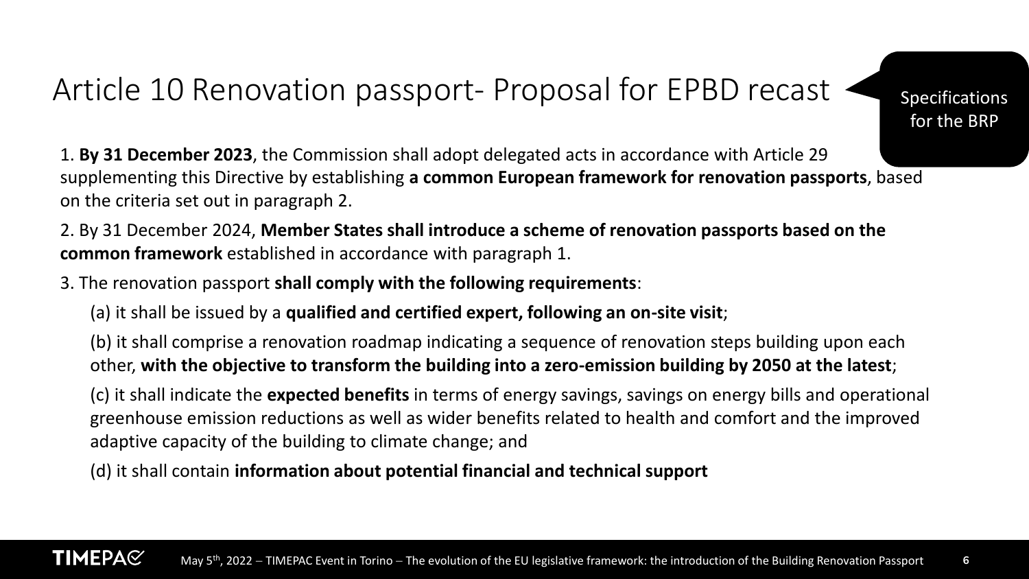# Article 10 Renovation passport- Proposal for EPBD recast

Specifications for the BRP

1. **By 31 December 2023**, the Commission shall adopt delegated acts in accordance with Article 29 supplementing this Directive by establishing **a common European framework for renovation passports**, based on the criteria set out in paragraph 2.

2. By 31 December 2024, **Member States shall introduce a scheme of renovation passports based on the common framework** established in accordance with paragraph 1.

3. The renovation passport **shall comply with the following requirements**:

   (a) it shall be issued by a **qualified and certified expert, following an on-site visit**;

   (b) it shall comprise a renovation roadmap indicating a sequence of renovation steps building upon each other, **with the objective to transform the building into a zero-emission building by 2050 at the latest**;

   (c) it shall indicate the **expected benefits** in terms of energy savings, savings on energy bills and operational greenhouse emission reductions as well as wider benefits related to health and comfort and the improved adaptive capacity of the building to climate change; and

   (d) it shall contain **information about potential financial and technical support**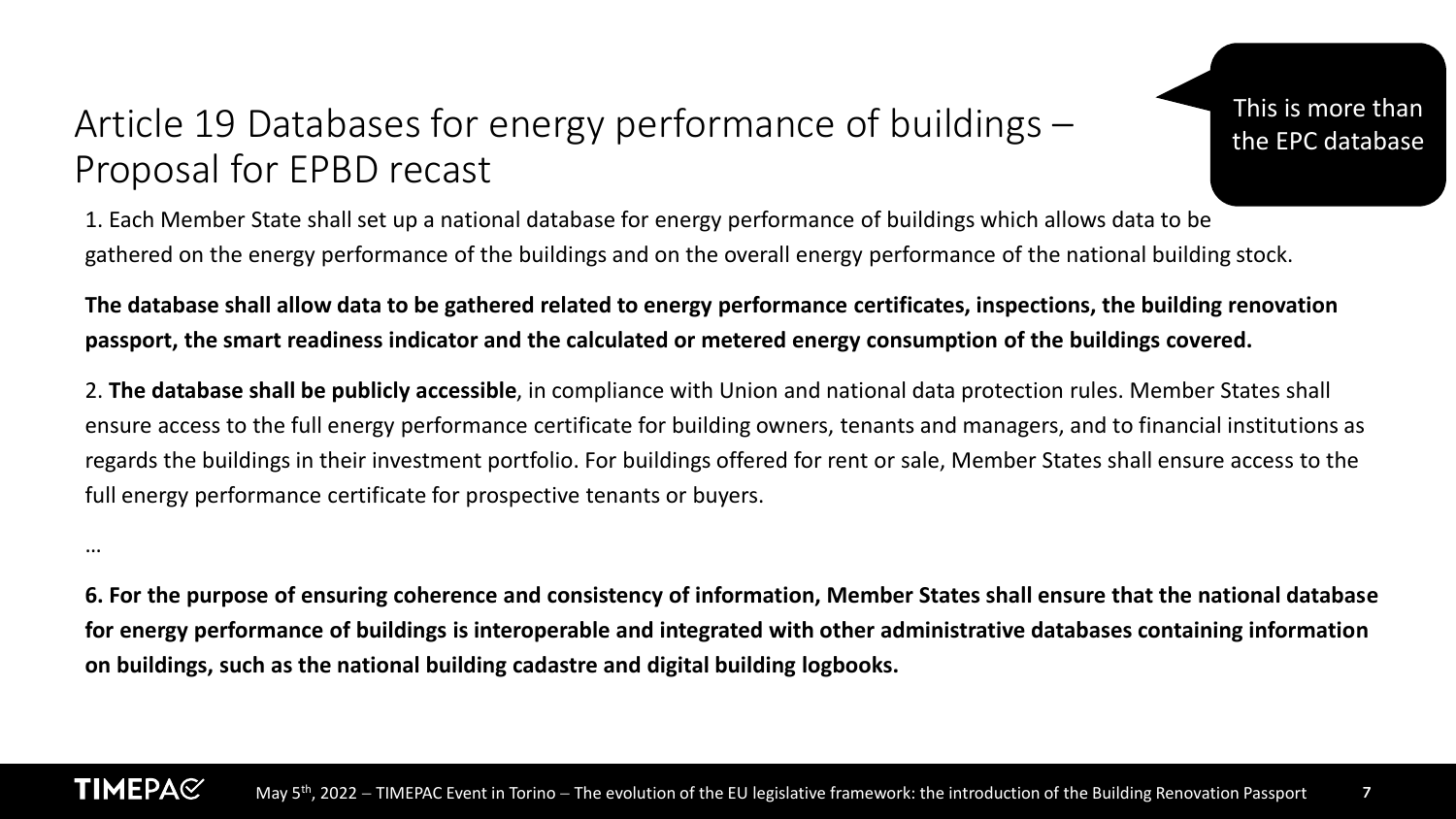# Article 19 Databases for energy performance of buildings – Proposal for EPBD recast

This is more than the EPC database

1. Each Member State shall set up a national database for energy performance of buildings which allows data to be gathered on the energy performance of the buildings and on the overall energy performance of the national building stock.

**The database shall allow data to be gathered related to energy performance certificates, inspections, the building renovation passport, the smart readiness indicator and the calculated or metered energy consumption of the buildings covered.**

2. **The database shall be publicly accessible**, in compliance with Union and national data protection rules. Member States shall ensure access to the full energy performance certificate for building owners, tenants and managers, and to financial institutions as regards the buildings in their investment portfolio. For buildings offered for rent or sale, Member States shall ensure access to the full energy performance certificate for prospective tenants or buyers.

…

**6. For the purpose of ensuring coherence and consistency of information, Member States shall ensure that the national database for energy performance of buildings is interoperable and integrated with other administrative databases containing information on buildings, such as the national building cadastre and digital building logbooks.**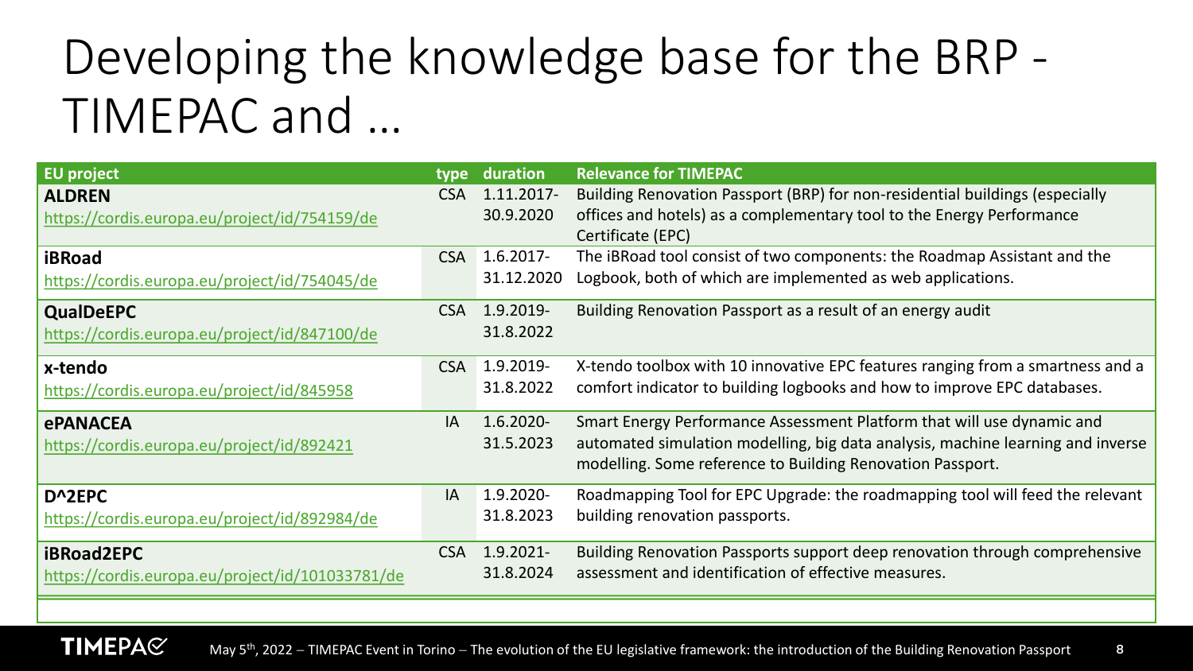# Developing the knowledge base for the BRP - TIMEPAC and ...

| EU project | type | duration | Relevance for TIMEPAC |
| --- | --- | --- | --- |
| **ALDREN** https://cordis.europa.eu/project/id/754159/de | CSA | 1.11.2017-30.9.2020 | Building Renovation Passport (BRP) for non-residential buildings (especially offices and hotels) as a complementary tool to the Energy Performance Certificate (EPC) |
| **iBRoad** https://cordis.europa.eu/project/id/754045/de | CSA | 1.6.2017-31.12.2020 | The iBRoad tool consist of two components: the Roadmap Assistant and the Logbook, both of which are implemented as web applications. |
| **QualDeEPC** https://cordis.europa.eu/project/id/847100/de | CSA | 1.9.2019-31.8.2022 | Building Renovation Passport as a result of an energy audit |
| **x-tendo** https://cordis.europa.eu/project/id/845958 | CSA | 1.9.2019-31.8.2022 | X-tendo toolbox with 10 innovative EPC features ranging from a smartness and a comfort indicator to building logbooks and how to improve EPC databases. |
| **ePANACEA** https://cordis.europa.eu/project/id/892421 | IA | 1.6.2020-31.5.2023 | Smart Energy Performance Assessment Platform that will use dynamic and automated simulation modelling, big data analysis, machine learning and inverse modelling. Some reference to Building Renovation Passport. |
| **D^2EPC** https://cordis.europa.eu/project/id/892984/de | IA | 1.9.2020-31.8.2023 | Roadmapping Tool for EPC Upgrade: the roadmapping tool will feed the relevant building renovation passports. |
| **iBRoad2EPC** https://cordis.europa.eu/project/id/101033781/de | CSA | 1.9.2021-31.8.2024 | Building Renovation Passports support deep renovation through comprehensive assessment and identification of effective measures. |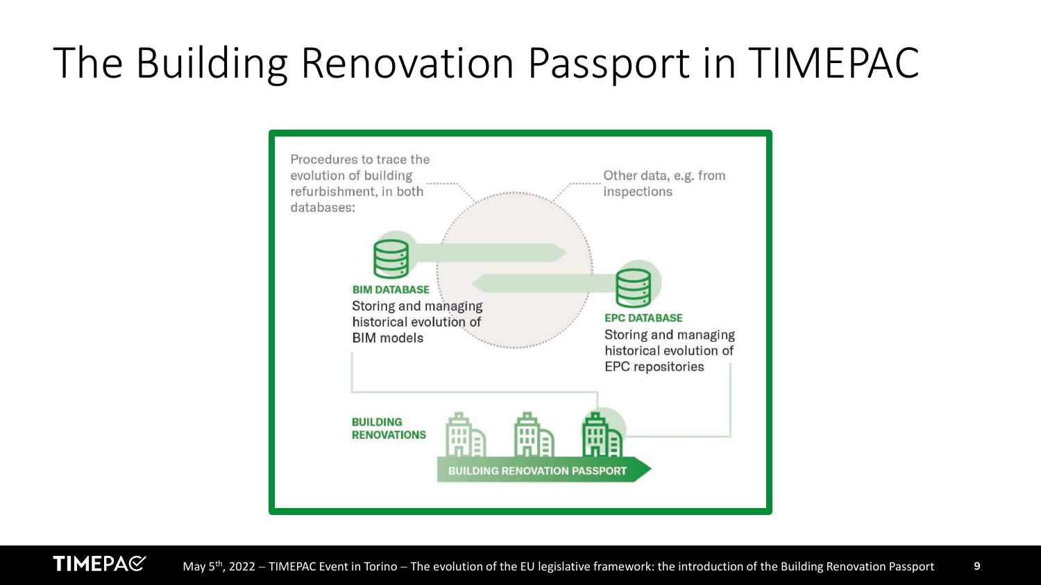# The Building Renovation Passport in TIMEPAC

Procedures to trace the evolution of building refurbishment, in both databases:

Other data, e.g. from inspections

**BIM DATABASE**

Storing and managing historical evolution of BIM models

**EPC DATABASE**

Storing and managing historical evolution of EPC repositories

**BUILDING RENOVATIONS**

**BUILDING RENOVATION PASSPORT**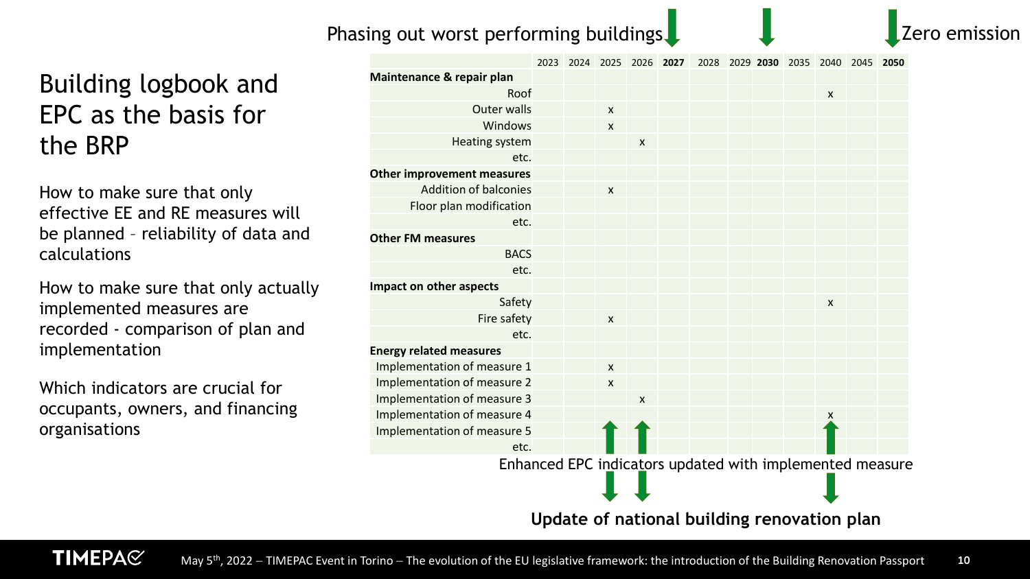# Building logbook and EPC as the basis for the BRP

How to make sure that only effective EE and RE measures will be planned – reliability of data and calculations

How to make sure that only actually implemented measures are recorded - comparison of plan and implementation

Which indicators are crucial for occupants, owners, and financing organisations

Phasing out worst performing buildings (2027, 2030) — Zero emission (2050)

| | 2023 | 2024 | 2025 | 2026 | **2027** | 2028 | 2029 | **2030** | 2035 | 2040 | 2045 | **2050** |
|---|---|---|---|---|---|---|---|---|---|---|---|---|
| **Maintenance & repair plan** | | | | | | | | | | | | |
| Roof | | | | | | | | | | x | | |
| Outer walls | | | x | | | | | | | | | |
| Windows | | | x | | | | | | | | | |
| Heating system | | | | x | | | | | | | | |
| etc. | | | | | | | | | | | | |
| **Other improvement measures** | | | | | | | | | | | | |
| Addition of balconies | | | x | | | | | | | | | |
| Floor plan modification | | | | | | | | | | | | |
| etc. | | | | | | | | | | | | |
| **Other FM measures** | | | | | | | | | | | | |
| BACS | | | | | | | | | | | | |
| etc. | | | | | | | | | | | | |
| **Impact on other aspects** | | | | | | | | | | | | |
| Safety | | | | | | | | | | x | | |
| Fire safety | | | x | | | | | | | | | |
| etc. | | | | | | | | | | | | |
| **Energy related measures** | | | | | | | | | | | | |
| Implementation of measure 1 | | | x | | | | | | | | | |
| Implementation of measure 2 | | | x | | | | | | | | | |
| Implementation of measure 3 | | | | x | | | | | | | | |
| Implementation of measure 4 | | | | | | | | | | x | | |
| Implementation of measure 5 | | | | | | | | | | | | |
| etc. | | | | | | | | | | | | |

Enhanced EPC indicators updated with implemented measure

**Update of national building renovation plan**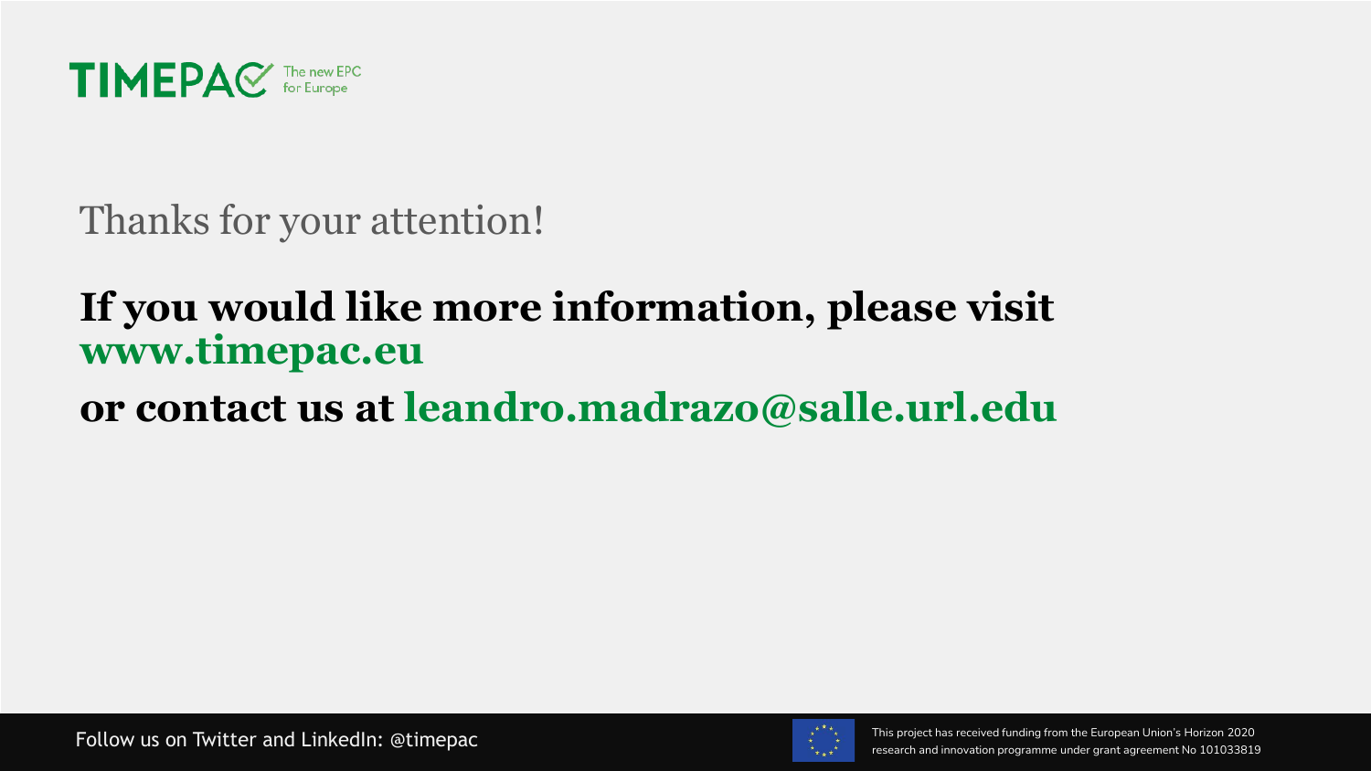TIMEPAC The new EPC for Europe

Thanks for your attention!

**If you would like more information, please visit www.timepac.eu**

**or contact us at leandro.madrazo@salle.url.edu**

Follow us on Twitter and LinkedIn: @timepac

This project has received funding from the European Union's Horizon 2020 research and innovation programme under grant agreement No 101033819